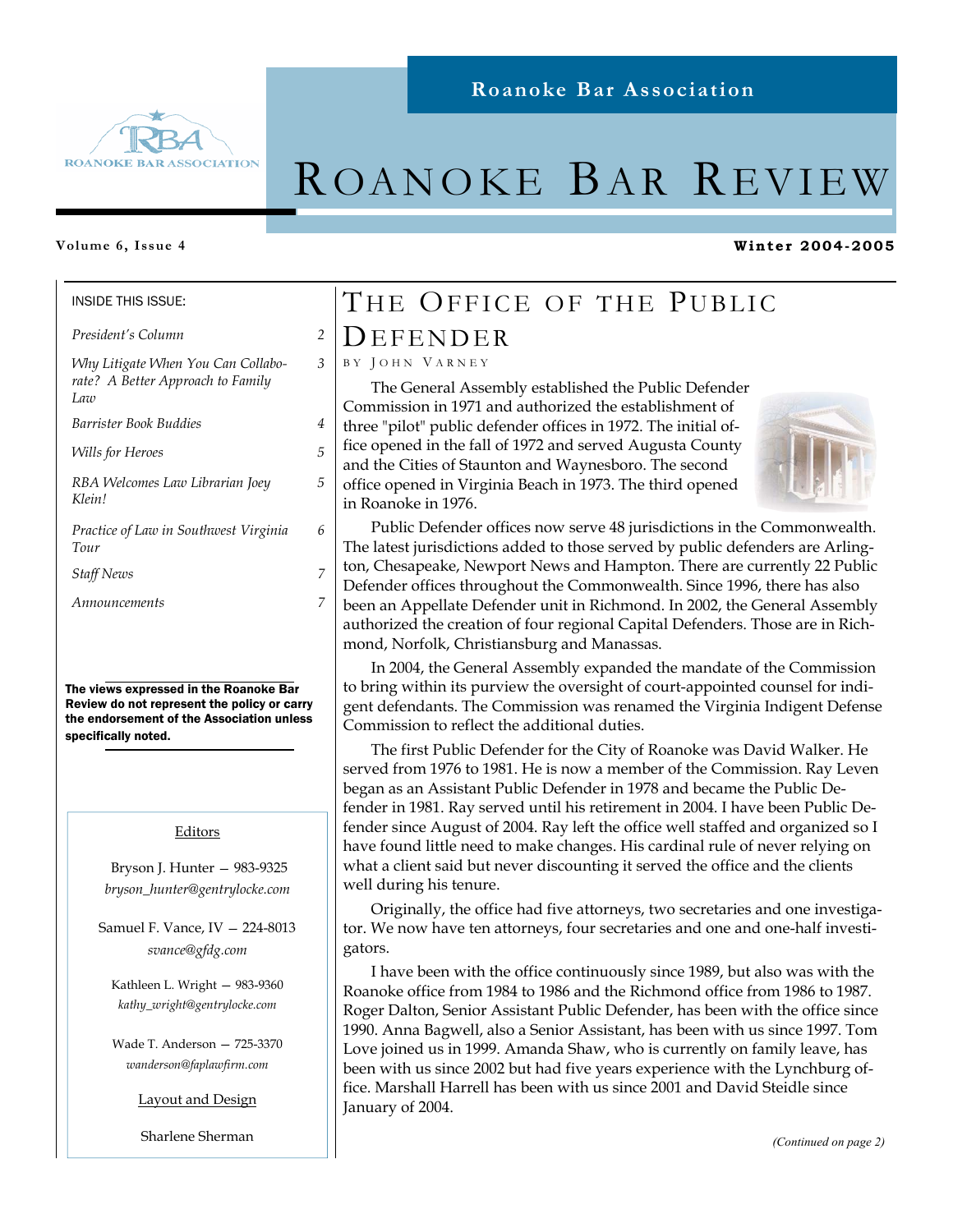Roanoke Bar Association

# ROANOKE BAR REVIEW

Volume 6, Issue 4

Winter 2004-2005

INSIDE THIS ISSUE:

| | |
|---|---|
| *President's Column* | 2 |
| *Why Litigate When You Can Collaborate? A Better Approach to Family Law* | 3 |
| *Barrister Book Buddies* | 4 |
| *Wills for Heroes* | 5 |
| *RBA Welcomes Law Librarian Joey Klein!* | 5 |
| *Practice of Law in Southwest Virginia Tour* | 6 |
| *Staff News* | 7 |
| *Announcements* | 7 |

**The views expressed in the Roanoke Bar Review do not represent the policy or carry the endorsement of the Association unless specifically noted.**

Editors

Bryson J. Hunter — 983-9325
*bryson_hunter@gentrylocke.com*

Samuel F. Vance, IV — 224-8013
*svance@gfdg.com*

Kathleen L. Wright — 983-9360
*kathy_wright@gentrylocke.com*

Wade T. Anderson — 725-3370
*wanderson@faplawfirm.com*

Layout and Design

Sharlene Sherman

## THE OFFICE OF THE PUBLIC DEFENDER

BY JOHN VARNEY

The General Assembly established the Public Defender Commission in 1971 and authorized the establishment of three "pilot" public defender offices in 1972. The initial office opened in the fall of 1972 and served Augusta County and the Cities of Staunton and Waynesboro. The second office opened in Virginia Beach in 1973. The third opened in Roanoke in 1976.

Public Defender offices now serve 48 jurisdictions in the Commonwealth. The latest jurisdictions added to those served by public defenders are Arlington, Chesapeake, Newport News and Hampton. There are currently 22 Public Defender offices throughout the Commonwealth. Since 1996, there has also been an Appellate Defender unit in Richmond. In 2002, the General Assembly authorized the creation of four regional Capital Defenders. Those are in Richmond, Norfolk, Christiansburg and Manassas.

In 2004, the General Assembly expanded the mandate of the Commission to bring within its purview the oversight of court-appointed counsel for indigent defendants. The Commission was renamed the Virginia Indigent Defense Commission to reflect the additional duties.

The first Public Defender for the City of Roanoke was David Walker. He served from 1976 to 1981. He is now a member of the Commission. Ray Leven began as an Assistant Public Defender in 1978 and became the Public Defender in 1981. Ray served until his retirement in 2004. I have been Public Defender since August of 2004. Ray left the office well staffed and organized so I have found little need to make changes. His cardinal rule of never relying on what a client said but never discounting it served the office and the clients well during his tenure.

Originally, the office had five attorneys, two secretaries and one investigator. We now have ten attorneys, four secretaries and one and one-half investigators.

I have been with the office continuously since 1989, but also was with the Roanoke office from 1984 to 1986 and the Richmond office from 1986 to 1987. Roger Dalton, Senior Assistant Public Defender, has been with the office since 1990. Anna Bagwell, also a Senior Assistant, has been with us since 1997. Tom Love joined us in 1999. Amanda Shaw, who is currently on family leave, has been with us since 2002 but had five years experience with the Lynchburg office. Marshall Harrell has been with us since 2001 and David Steidle since January of 2004.

*(Continued on page 2)*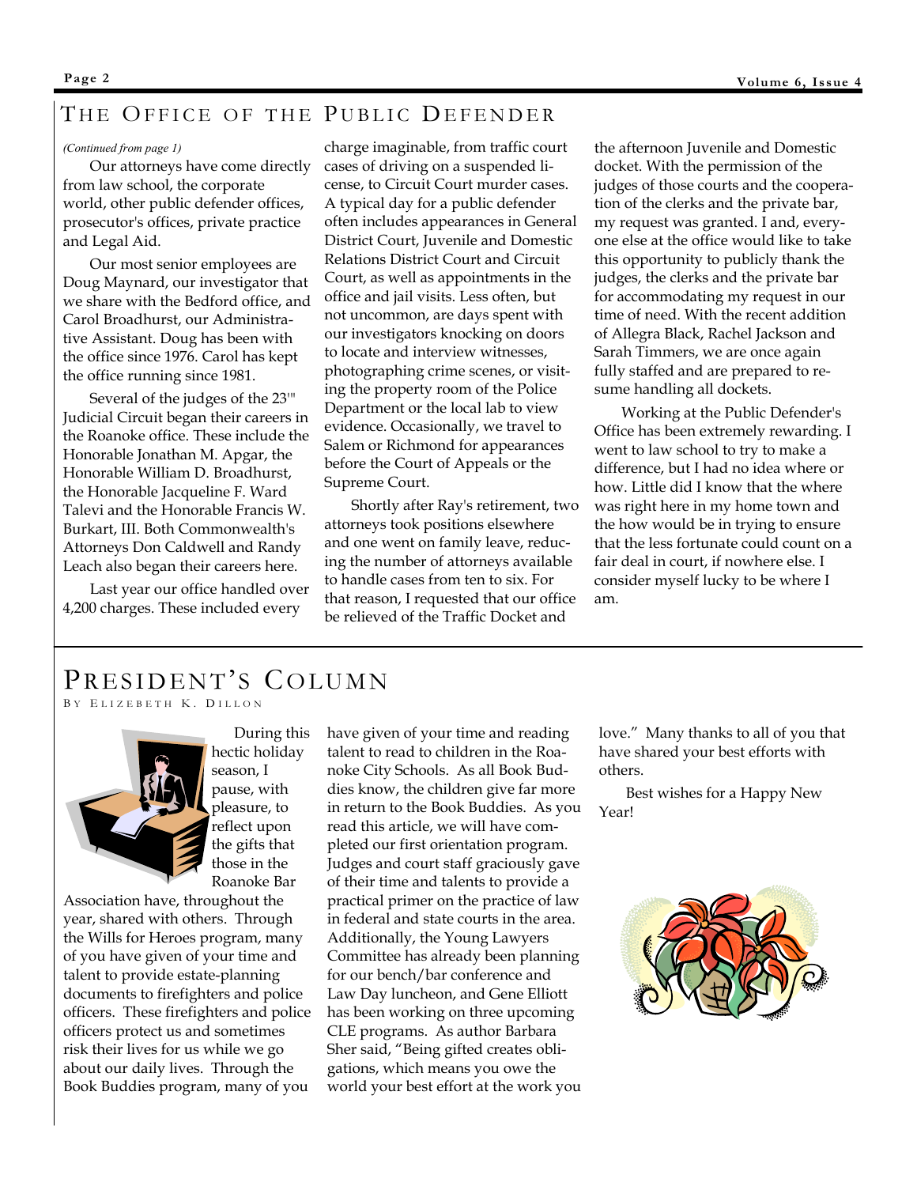## THE OFFICE OF THE PUBLIC DEFENDER

*(Continued from page 1)*

Our attorneys have come directly from law school, the corporate world, other public defender offices, prosecutor's offices, private practice and Legal Aid.

Our most senior employees are Doug Maynard, our investigator that we share with the Bedford office, and Carol Broadhurst, our Administrative Assistant. Doug has been with the office since 1976. Carol has kept the office running since 1981.

Several of the judges of the 23rd Judicial Circuit began their careers in the Roanoke office. These include the Honorable Jonathan M. Apgar, the Honorable William D. Broadhurst, the Honorable Jacqueline F. Ward Talevi and the Honorable Francis W. Burkart, III. Both Commonwealth's Attorneys Don Caldwell and Randy Leach also began their careers here.

Last year our office handled over 4,200 charges. These included every charge imaginable, from traffic court cases of driving on a suspended license, to Circuit Court murder cases. A typical day for a public defender often includes appearances in General District Court, Juvenile and Domestic Relations District Court and Circuit Court, as well as appointments in the office and jail visits. Less often, but not uncommon, are days spent with our investigators knocking on doors to locate and interview witnesses, photographing crime scenes, or visiting the property room of the Police Department or the local lab to view evidence. Occasionally, we travel to Salem or Richmond for appearances before the Court of Appeals or the Supreme Court.

Shortly after Ray's retirement, two attorneys took positions elsewhere and one went on family leave, reducing the number of attorneys available to handle cases from ten to six. For that reason, I requested that our office be relieved of the Traffic Docket and the afternoon Juvenile and Domestic docket. With the permission of the judges of those courts and the cooperation of the clerks and the private bar, my request was granted. I and, everyone else at the office would like to take this opportunity to publicly thank the judges, the clerks and the private bar for accommodating my request in our time of need. With the recent addition of Allegra Black, Rachel Jackson and Sarah Timmers, we are once again fully staffed and are prepared to resume handling all dockets.

Working at the Public Defender's Office has been extremely rewarding. I went to law school to try to make a difference, but I had no idea where or how. Little did I know that the where was right here in my home town and the how would be in trying to ensure that the less fortunate could count on a fair deal in court, if nowhere else. I consider myself lucky to be where I am.

## PRESIDENT'S COLUMN

BY ELIZEBETH K. DILLON

During this hectic holiday season, I pause, with pleasure, to reflect upon the gifts that those in the Roanoke Bar Association have, throughout the year, shared with others. Through the Wills for Heroes program, many of you have given of your time and talent to provide estate-planning documents to firefighters and police officers. These firefighters and police officers protect us and sometimes risk their lives for us while we go about our daily lives. Through the Book Buddies program, many of you have given of your time and reading talent to read to children in the Roanoke City Schools. As all Book Buddies know, the children give far more in return to the Book Buddies. As you read this article, we will have completed our first orientation program. Judges and court staff graciously gave of their time and talents to provide a practical primer on the practice of law in federal and state courts in the area. Additionally, the Young Lawyers Committee has already been planning for our bench/bar conference and Law Day luncheon, and Gene Elliott has been working on three upcoming CLE programs. As author Barbara Sher said, "Being gifted creates obligations, which means you owe the world your best effort at the work you love." Many thanks to all of you that have shared your best efforts with others.

Best wishes for a Happy New Year!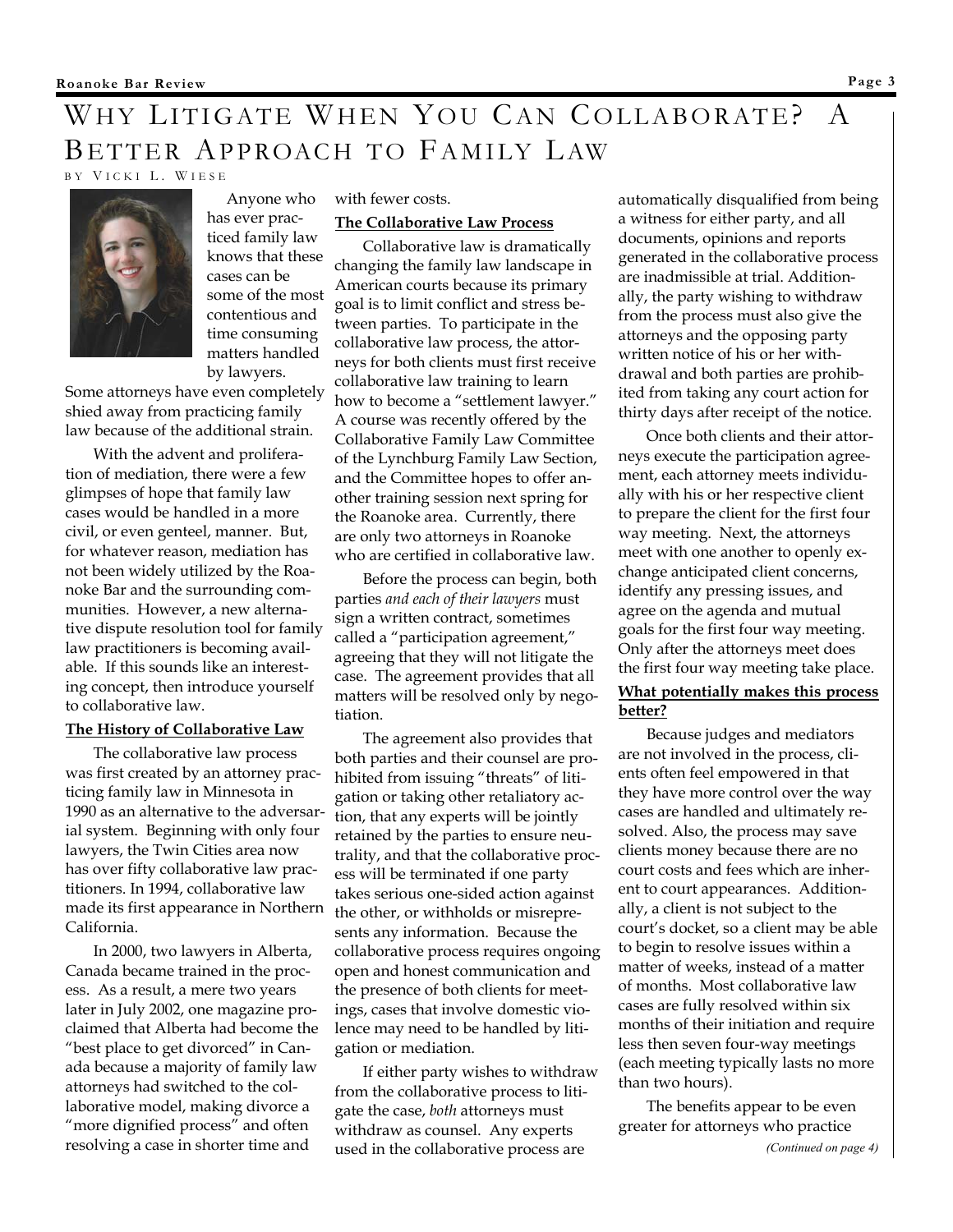# Why Litigate When You Can Collaborate? A Better Approach to Family Law

By Vicki L. Wiese

Anyone who has ever practiced family law knows that these cases can be some of the most contentious and time consuming matters handled by lawyers. Some attorneys have even completely shied away from practicing family law because of the additional strain.

With the advent and proliferation of mediation, there were a few glimpses of hope that family law cases would be handled in a more civil, or even genteel, manner. But, for whatever reason, mediation has not been widely utilized by the Roanoke Bar and the surrounding communities. However, a new alternative dispute resolution tool for family law practitioners is becoming available. If this sounds like an interesting concept, then introduce yourself to collaborative law.

**The History of Collaborative Law**

The collaborative law process was first created by an attorney practicing family law in Minnesota in 1990 as an alternative to the adversarial system. Beginning with only four lawyers, the Twin Cities area now has over fifty collaborative law practitioners. In 1994, collaborative law made its first appearance in Northern California.

In 2000, two lawyers in Alberta, Canada became trained in the process. As a result, a mere two years later in July 2002, one magazine proclaimed that Alberta had become the "best place to get divorced" in Canada because a majority of family law attorneys had switched to the collaborative model, making divorce a "more dignified process" and often resolving a case in shorter time and with fewer costs.

**The Collaborative Law Process**

Collaborative law is dramatically changing the family law landscape in American courts because its primary goal is to limit conflict and stress between parties. To participate in the collaborative law process, the attorneys for both clients must first receive collaborative law training to learn how to become a "settlement lawyer." A course was recently offered by the Collaborative Family Law Committee of the Lynchburg Family Law Section, and the Committee hopes to offer another training session next spring for the Roanoke area. Currently, there are only two attorneys in Roanoke who are certified in collaborative law.

Before the process can begin, both parties *and each of their lawyers* must sign a written contract, sometimes called a "participation agreement," agreeing that they will not litigate the case. The agreement provides that all matters will be resolved only by negotiation.

The agreement also provides that both parties and their counsel are prohibited from issuing "threats" of litigation or taking other retaliatory action, that any experts will be jointly retained by the parties to ensure neutrality, and that the collaborative process will be terminated if one party takes serious one-sided action against the other, or withholds or misrepresents any information. Because the collaborative process requires ongoing open and honest communication and the presence of both clients for meetings, cases that involve domestic violence may need to be handled by litigation or mediation.

If either party wishes to withdraw from the collaborative process to litigate the case, *both* attorneys must withdraw as counsel. Any experts used in the collaborative process are automatically disqualified from being a witness for either party, and all documents, opinions and reports generated in the collaborative process are inadmissible at trial. Additionally, the party wishing to withdraw from the process must also give the attorneys and the opposing party written notice of his or her withdrawal and both parties are prohibited from taking any court action for thirty days after receipt of the notice.

Once both clients and their attorneys execute the participation agreement, each attorney meets individually with his or her respective client to prepare the client for the first four way meeting. Next, the attorneys meet with one another to openly exchange anticipated client concerns, identify any pressing issues, and agree on the agenda and mutual goals for the first four way meeting. Only after the attorneys meet does the first four way meeting take place.

**What potentially makes this process better?**

Because judges and mediators are not involved in the process, clients often feel empowered in that they have more control over the way cases are handled and ultimately resolved. Also, the process may save clients money because there are no court costs and fees which are inherent to court appearances. Additionally, a client is not subject to the court's docket, so a client may be able to begin to resolve issues within a matter of weeks, instead of a matter of months. Most collaborative law cases are fully resolved within six months of their initiation and require less then seven four-way meetings (each meeting typically lasts no more than two hours).

The benefits appear to be even greater for attorneys who practice

*(Continued on page 4)*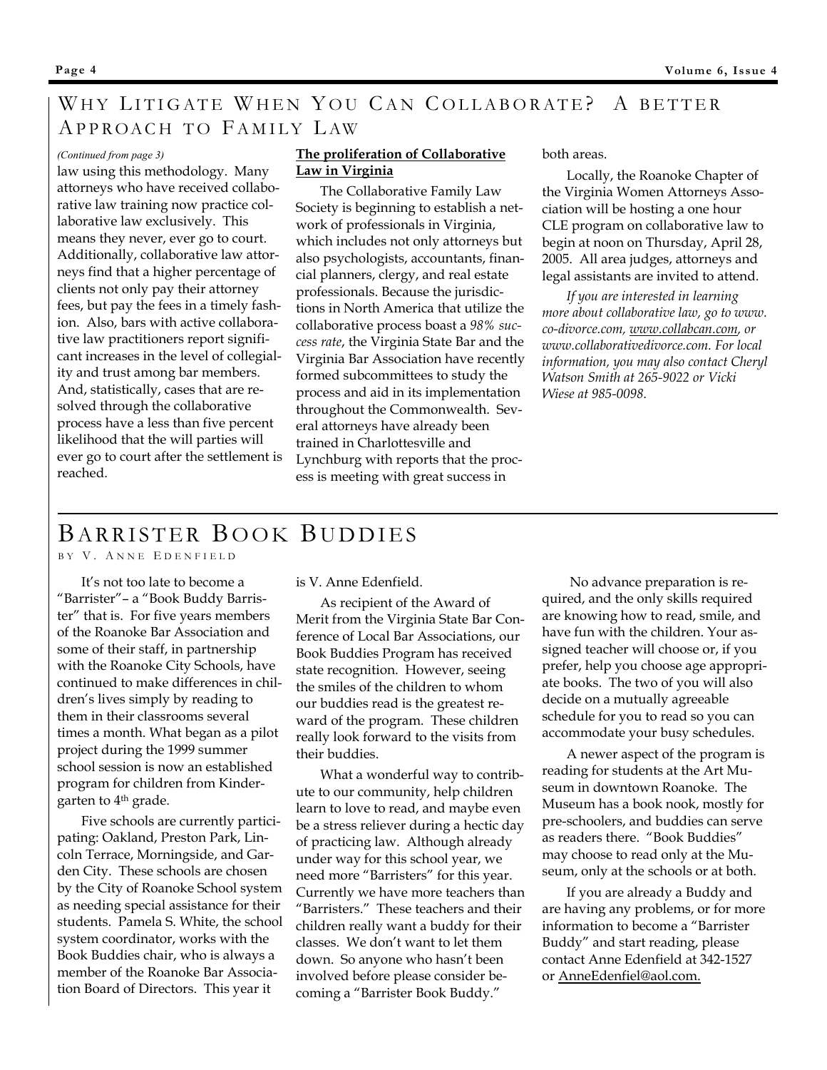## Why Litigate When You Can Collaborate? A Better Approach to Family Law

*(Continued from page 3)*

law using this methodology. Many attorneys who have received collaborative law training now practice collaborative law exclusively. This means they never, ever go to court. Additionally, collaborative law attorneys find that a higher percentage of clients not only pay their attorney fees, but pay the fees in a timely fashion. Also, bars with active collaborative law practitioners report significant increases in the level of collegiality and trust among bar members. And, statistically, cases that are resolved through the collaborative process have a less than five percent likelihood that the will parties will ever go to court after the settlement is reached.

**The proliferation of Collaborative Law in Virginia**

The Collaborative Family Law Society is beginning to establish a network of professionals in Virginia, which includes not only attorneys but also psychologists, accountants, financial planners, clergy, and real estate professionals. Because the jurisdictions in North America that utilize the collaborative process boast a *98% success rate*, the Virginia State Bar and the Virginia Bar Association have recently formed subcommittees to study the process and aid in its implementation throughout the Commonwealth. Several attorneys have already been trained in Charlottesville and Lynchburg with reports that the process is meeting with great success in both areas.

Locally, the Roanoke Chapter of the Virginia Women Attorneys Association will be hosting a one hour CLE program on collaborative law to begin at noon on Thursday, April 28, 2005. All area judges, attorneys and legal assistants are invited to attend.

*If you are interested in learning more about collaborative law, go to www.co-divorce.com, www.collabcan.com, or www.collaborativedivorce.com. For local information, you may also contact Cheryl Watson Smith at 265-9022 or Vicki Wiese at 985-0098.*

## Barrister Book Buddies

By V. Anne Edenfield

It's not too late to become a "Barrister"– a "Book Buddy Barrister" that is. For five years members of the Roanoke Bar Association and some of their staff, in partnership with the Roanoke City Schools, have continued to make differences in children's lives simply by reading to them in their classrooms several times a month. What began as a pilot project during the 1999 summer school session is now an established program for children from Kindergarten to 4th grade.

Five schools are currently participating: Oakland, Preston Park, Lincoln Terrace, Morningside, and Garden City. These schools are chosen by the City of Roanoke School system as needing special assistance for their students. Pamela S. White, the school system coordinator, works with the Book Buddies chair, who is always a member of the Roanoke Bar Association Board of Directors. This year it is V. Anne Edenfield.

As recipient of the Award of Merit from the Virginia State Bar Conference of Local Bar Associations, our Book Buddies Program has received state recognition. However, seeing the smiles of the children to whom our buddies read is the greatest reward of the program. These children really look forward to the visits from their buddies.

What a wonderful way to contribute to our community, help children learn to love to read, and maybe even be a stress reliever during a hectic day of practicing law. Although already under way for this school year, we need more "Barristers" for this year. Currently we have more teachers than "Barristers." These teachers and their children really want a buddy for their classes. We don't want to let them down. So anyone who hasn't been involved before please consider becoming a "Barrister Book Buddy."

No advance preparation is required, and the only skills required are knowing how to read, smile, and have fun with the children. Your assigned teacher will choose or, if you prefer, help you choose age appropriate books. The two of you will also decide on a mutually agreeable schedule for you to read so you can accommodate your busy schedules.

A newer aspect of the program is reading for students at the Art Museum in downtown Roanoke. The Museum has a book nook, mostly for pre-schoolers, and buddies can serve as readers there. "Book Buddies" may choose to read only at the Museum, only at the schools or at both.

If you are already a Buddy and are having any problems, or for more information to become a "Barrister Buddy" and start reading, please contact Anne Edenfield at 342-1527 or AnneEdenfiel@aol.com.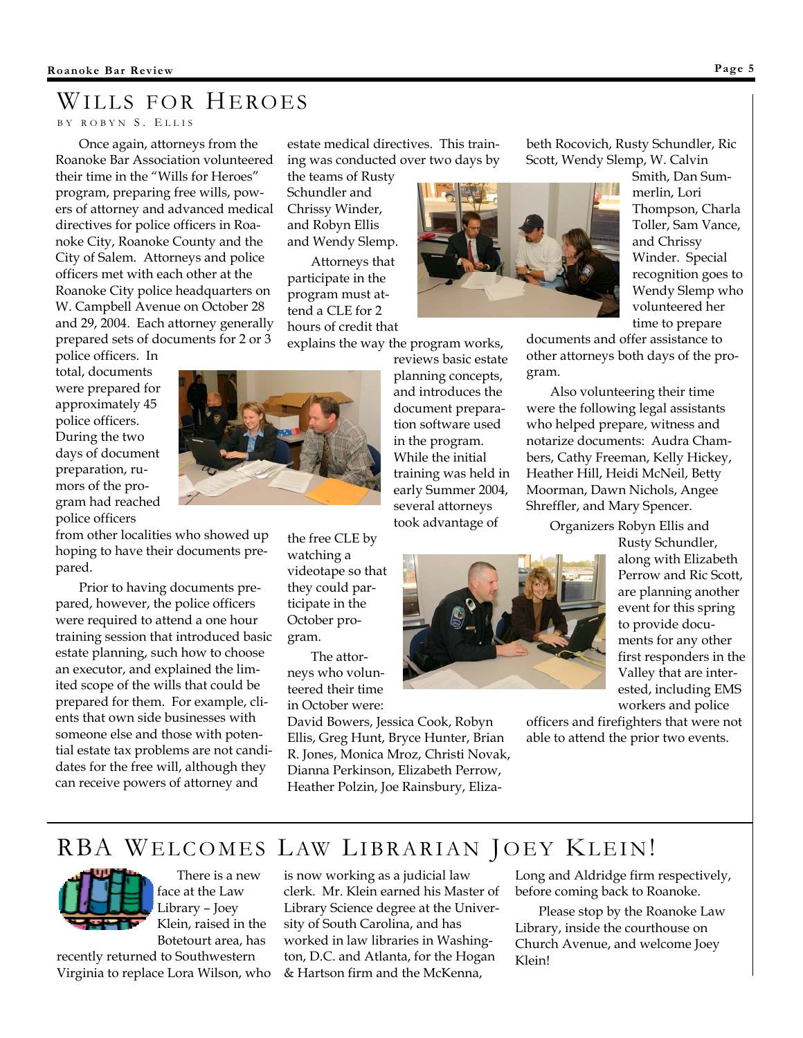# WILLS FOR HEROES

BY ROBYN S. ELLIS

Once again, attorneys from the Roanoke Bar Association volunteered their time in the "Wills for Heroes" program, preparing free wills, powers of attorney and advanced medical directives for police officers in Roanoke City, Roanoke County and the City of Salem. Attorneys and police officers met with each other at the Roanoke City police headquarters on W. Campbell Avenue on October 28 and 29, 2004. Each attorney generally prepared sets of documents for 2 or 3 police officers. In total, documents were prepared for approximately 45 police officers. During the two days of document preparation, rumors of the program had reached police officers from other localities who showed up hoping to have their documents prepared.

Prior to having documents prepared, however, the police officers were required to attend a one hour training session that introduced basic estate planning, such how to choose an executor, and explained the limited scope of the wills that could be prepared for them. For example, clients that own side businesses with someone else and those with potential estate tax problems are not candidates for the free will, although they can receive powers of attorney and estate medical directives. This training was conducted over two days by the teams of Rusty Schundler and Chrissy Winder, and Robyn Ellis and Wendy Slemp.

Attorneys that participate in the program must attend a CLE for 2 hours of credit that explains the way the program works, reviews basic estate planning concepts, and introduces the document preparation software used in the program. While the initial training was held in early Summer 2004, several attorneys took advantage of the free CLE by watching a videotape so that they could participate in the October program.

The attorneys who volunteered their time in October were: David Bowers, Jessica Cook, Robyn Ellis, Greg Hunt, Bryce Hunter, Brian R. Jones, Monica Mroz, Christi Novak, Dianna Perkinson, Elizabeth Perrow, Heather Polzin, Joe Rainsbury, Elizabeth Rocovich, Rusty Schundler, Ric Scott, Wendy Slemp, W. Calvin Smith, Dan Summerlin, Lori Thompson, Charla Toller, Sam Vance, and Chrissy Winder. Special recognition goes to Wendy Slemp who volunteered her time to prepare documents and offer assistance to other attorneys both days of the program.

Also volunteering their time were the following legal assistants who helped prepare, witness and notarize documents: Audra Chambers, Cathy Freeman, Kelly Hickey, Heather Hill, Heidi McNeil, Betty Moorman, Dawn Nichols, Angee Shreffler, and Mary Spencer.

Organizers Robyn Ellis and Rusty Schundler, along with Elizabeth Perrow and Ric Scott, are planning another event for this spring to provide documents for any other first responders in the Valley that are interested, including EMS workers and police officers and firefighters that were not able to attend the prior two events.

# RBA WELCOMES LAW LIBRARIAN JOEY KLEIN!

There is a new face at the Law Library – Joey Klein, raised in the Botetourt area, has recently returned to Southwestern Virginia to replace Lora Wilson, who is now working as a judicial law clerk. Mr. Klein earned his Master of Library Science degree at the University of South Carolina, and has worked in law libraries in Washington, D.C. and Atlanta, for the Hogan & Hartson firm and the McKenna, Long and Aldridge firm respectively, before coming back to Roanoke.

Please stop by the Roanoke Law Library, inside the courthouse on Church Avenue, and welcome Joey Klein!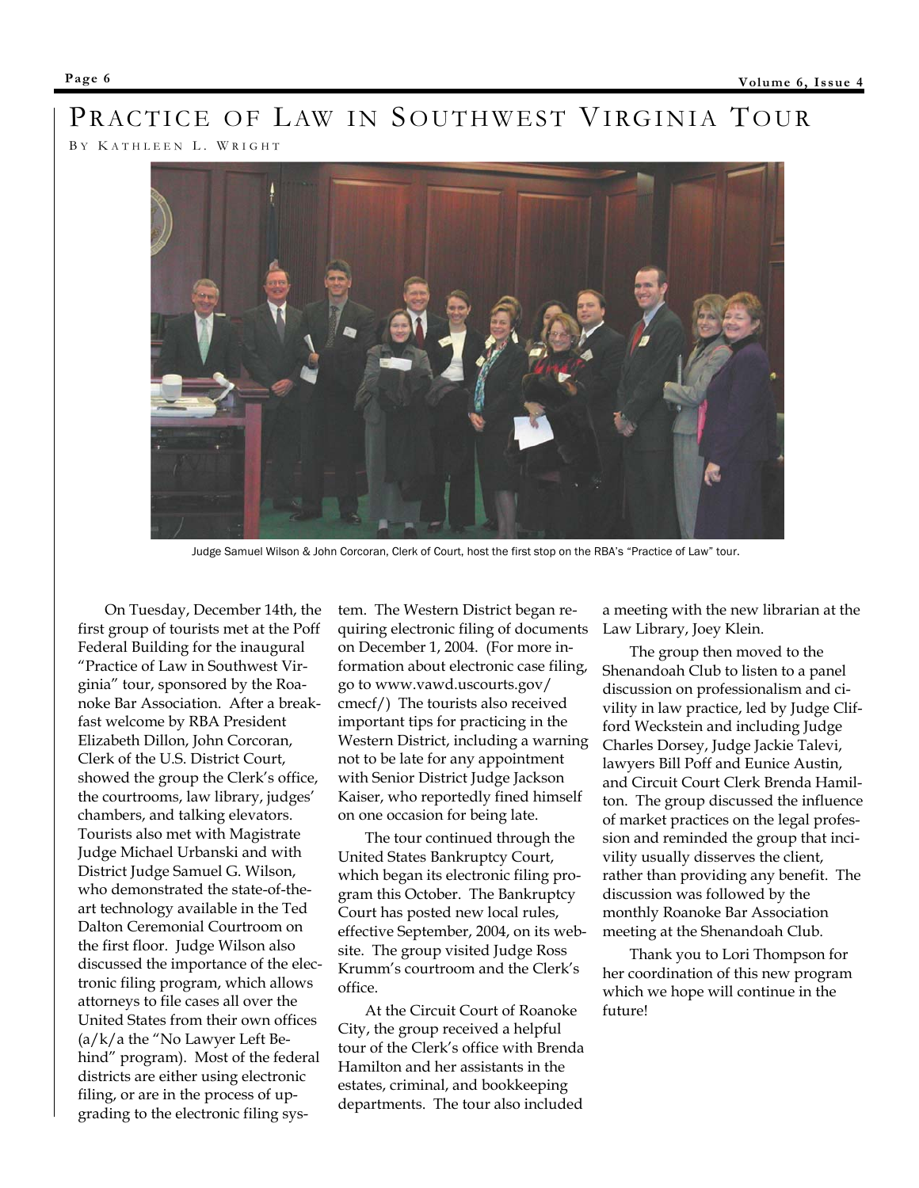# Practice of Law in Southwest Virginia Tour

By Kathleen L. Wright

Judge Samuel Wilson & John Corcoran, Clerk of Court, host the first stop on the RBA's "Practice of Law" tour.

On Tuesday, December 14th, the first group of tourists met at the Poff Federal Building for the inaugural "Practice of Law in Southwest Virginia" tour, sponsored by the Roanoke Bar Association. After a breakfast welcome by RBA President Elizabeth Dillon, John Corcoran, Clerk of the U.S. District Court, showed the group the Clerk's office, the courtrooms, law library, judges' chambers, and talking elevators. Tourists also met with Magistrate Judge Michael Urbanski and with District Judge Samuel G. Wilson, who demonstrated the state-of-the-art technology available in the Ted Dalton Ceremonial Courtroom on the first floor. Judge Wilson also discussed the importance of the electronic filing program, which allows attorneys to file cases all over the United States from their own offices (a/k/a the "No Lawyer Left Behind" program). Most of the federal districts are either using electronic filing, or are in the process of upgrading to the electronic filing system. The Western District began requiring electronic filing of documents on December 1, 2004. (For more information about electronic case filing, go to www.vawd.uscourts.gov/cmecf/) The tourists also received important tips for practicing in the Western District, including a warning not to be late for any appointment with Senior District Judge Jackson Kaiser, who reportedly fined himself on one occasion for being late.

The tour continued through the United States Bankruptcy Court, which began its electronic filing program this October. The Bankruptcy Court has posted new local rules, effective September, 2004, on its website. The group visited Judge Ross Krumm's courtroom and the Clerk's office.

At the Circuit Court of Roanoke City, the group received a helpful tour of the Clerk's office with Brenda Hamilton and her assistants in the estates, criminal, and bookkeeping departments. The tour also included a meeting with the new librarian at the Law Library, Joey Klein.

The group then moved to the Shenandoah Club to listen to a panel discussion on professionalism and civility in law practice, led by Judge Clifford Weckstein and including Judge Charles Dorsey, Judge Jackie Talevi, lawyers Bill Poff and Eunice Austin, and Circuit Court Clerk Brenda Hamilton. The group discussed the influence of market practices on the legal profession and reminded the group that incivility usually disserves the client, rather than providing any benefit. The discussion was followed by the monthly Roanoke Bar Association meeting at the Shenandoah Club.

Thank you to Lori Thompson for her coordination of this new program which we hope will continue in the future!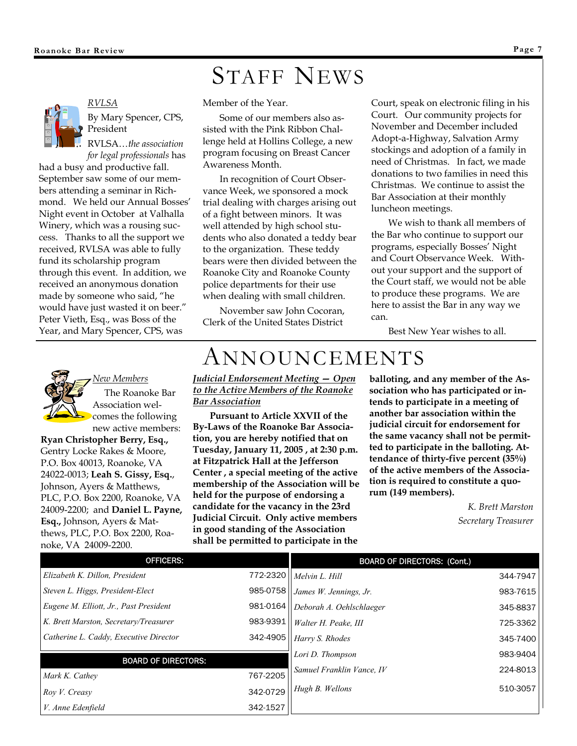# STAFF NEWS

*RVLSA*

By Mary Spencer, CPS, President

RVLSA…*the association for legal professionals* has had a busy and productive fall. September saw some of our members attending a seminar in Richmond. We held our Annual Bosses' Night event in October at Valhalla Winery, which was a rousing success. Thanks to all the support we received, RVLSA was able to fully fund its scholarship program through this event. In addition, we received an anonymous donation made by someone who said, "he would have just wasted it on beer." Peter Vieth, Esq., was Boss of the Year, and Mary Spencer, CPS, was Member of the Year.

Some of our members also assisted with the Pink Ribbon Challenge held at Hollins College, a new program focusing on Breast Cancer Awareness Month.

In recognition of Court Observance Week, we sponsored a mock trial dealing with charges arising out of a fight between minors. It was well attended by high school students who also donated a teddy bear to the organization. These teddy bears were then divided between the Roanoke City and Roanoke County police departments for their use when dealing with small children.

November saw John Cocoran, Clerk of the United States District Court, speak on electronic filing in his Court. Our community projects for November and December included Adopt-a-Highway, Salvation Army stockings and adoption of a family in need of Christmas. In fact, we made donations to two families in need this Christmas. We continue to assist the Bar Association at their monthly luncheon meetings.

We wish to thank all members of the Bar who continue to support our programs, especially Bosses' Night and Court Observance Week. Without your support and the support of the Court staff, we would not be able to produce these programs. We are here to assist the Bar in any way we can.

Best New Year wishes to all.

# ANNOUNCEMENTS

*New Members*

The Roanoke Bar Association welcomes the following new active members: **Ryan Christopher Berry, Esq.,** Gentry Locke Rakes & Moore, P.O. Box 40013, Roanoke, VA 24022-0013; **Leah S. Gissy, Esq.**, Johnson, Ayers & Matthews, PLC, P.O. Box 2200, Roanoke, VA 24009-2200; and **Daniel L. Payne, Esq.,** Johnson, Ayers & Matthews, PLC, P.O. Box 2200, Roanoke, VA 24009-2200.

***Judicial Endorsement Meeting — Open to the Active Members of the Roanoke Bar Association***

**Pursuant to Article XXVII of the By-Laws of the Roanoke Bar Association, you are hereby notified that on Tuesday, January 11, 2005 , at 2:30 p.m. at Fitzpatrick Hall at the Jefferson Center , a special meeting of the active membership of the Association will be held for the purpose of endorsing a candidate for the vacancy in the 23rd Judicial Circuit. Only active members in good standing of the Association shall be permitted to participate in the balloting, and any member of the Association who has participated or intends to participate in a meeting of another bar association within the judicial circuit for endorsement for the same vacancy shall not be permitted to participate in the balloting. Attendance of thirty-five percent (35%) of the active members of the Association is required to constitute a quorum (149 members).**

*K. Brett Marston*
*Secretary Treasurer*

| OFFICERS: | |
|---|---|
| *Elizabeth K. Dillon, President* | 772-2320 |
| *Steven L. Higgs, President-Elect* | 985-0758 |
| *Eugene M. Elliott, Jr., Past President* | 981-0164 |
| *K. Brett Marston, Secretary/Treasurer* | 983-9391 |
| *Catherine L. Caddy, Executive Director* | 342-4905 |

| BOARD OF DIRECTORS: | |
|---|---|
| *Mark K. Cathey* | 767-2205 |
| *Roy V. Creasy* | 342-0729 |
| *V. Anne Edenfield* | 342-1527 |

| BOARD OF DIRECTORS: (Cont.) | |
|---|---|
| *Melvin L. Hill* | 344-7947 |
| *James W. Jennings, Jr.* | 983-7615 |
| *Deborah A. Oehlschlaeger* | 345-8837 |
| *Walter H. Peake, III* | 725-3362 |
| *Harry S. Rhodes* | 345-7400 |
| *Lori D. Thompson* | 983-9404 |
| *Samuel Franklin Vance, IV* | 224-8013 |
| *Hugh B. Wellons* | 510-3057 |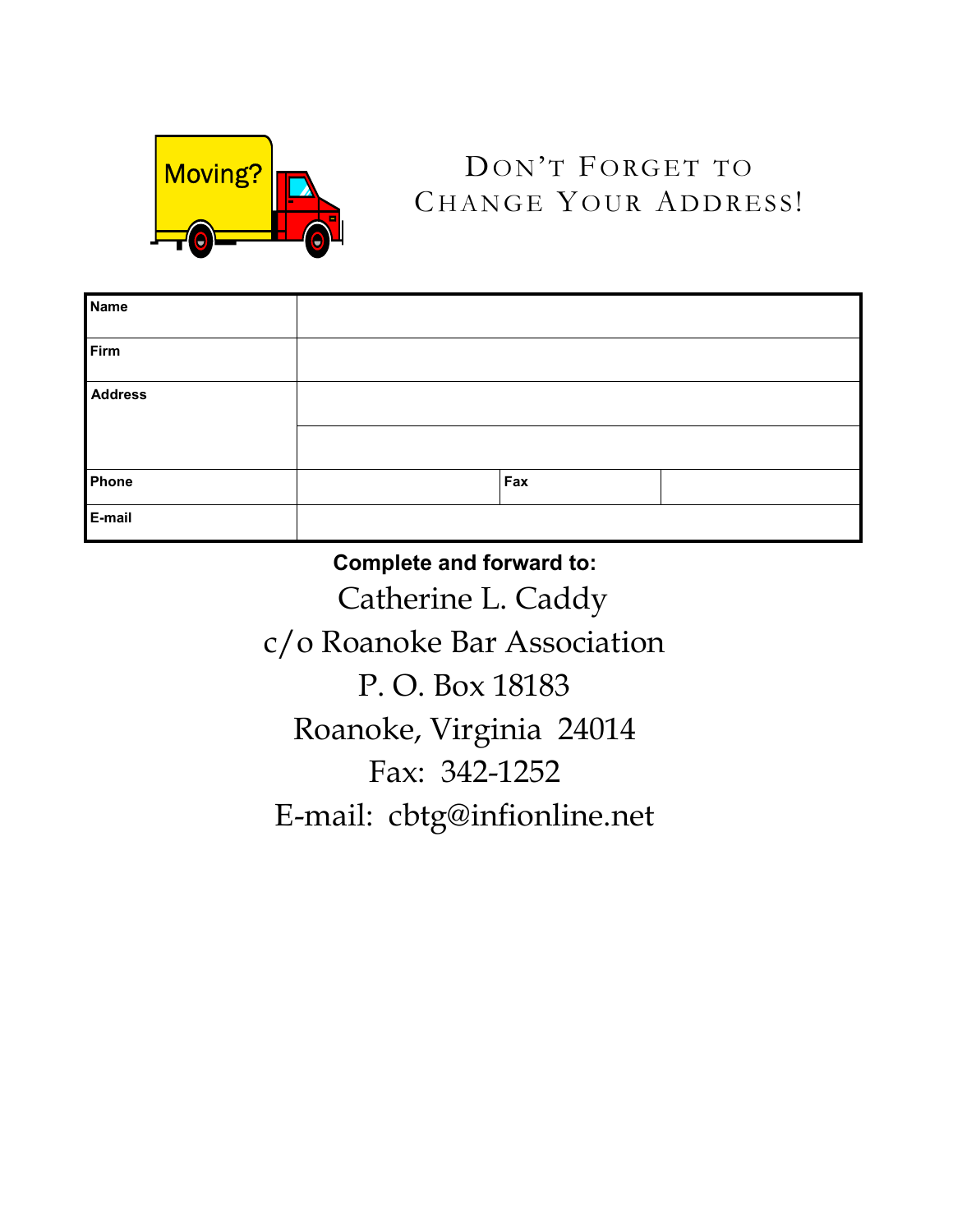Moving?

# Don't Forget to Change Your Address!

| | | | |
|---|---|---|---|
| **Name** | | | |
| **Firm** | | | |
| **Address** | | | |
| | | | |
| **Phone** | | **Fax** | |
| **E-mail** | | | |

**Complete and forward to:**

Catherine L. Caddy
c/o Roanoke Bar Association
P. O. Box 18183
Roanoke, Virginia 24014
Fax: 342-1252
E-mail: cbtg@infionline.net